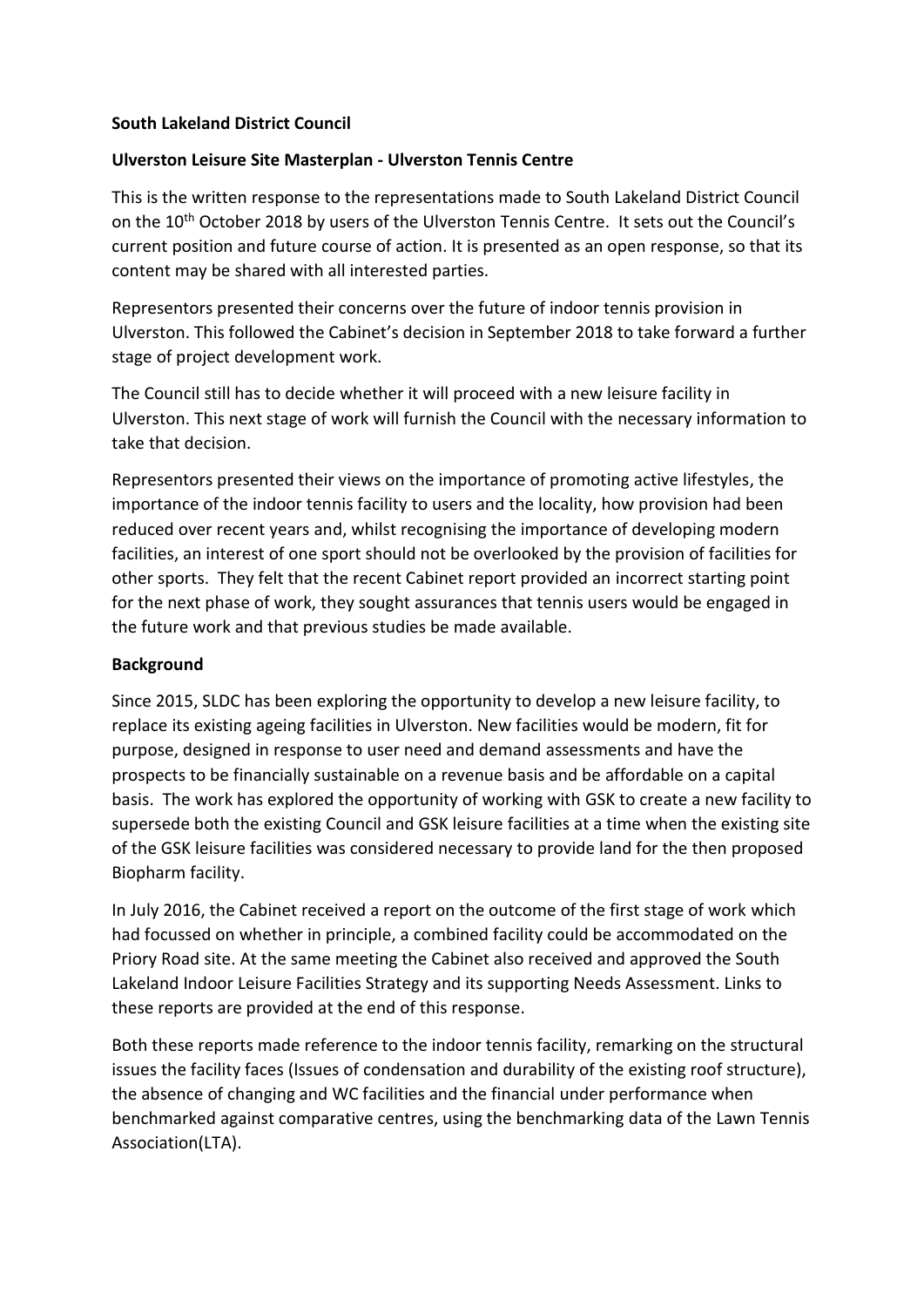**South Lakeland District Council**

**Ulverston Leisure Site Masterplan - Ulverston Tennis Centre**

This is the written response to the representations made to South Lakeland District Council on the 10th October 2018 by users of the Ulverston Tennis Centre. It sets out the Council's current position and future course of action. It is presented as an open response, so that its content may be shared with all interested parties.

Representors presented their concerns over the future of indoor tennis provision in Ulverston. This followed the Cabinet's decision in September 2018 to take forward a further stage of project development work.

The Council still has to decide whether it will proceed with a new leisure facility in Ulverston. This next stage of work will furnish the Council with the necessary information to take that decision.

Representors presented their views on the importance of promoting active lifestyles, the importance of the indoor tennis facility to users and the locality, how provision had been reduced over recent years and, whilst recognising the importance of developing modern facilities, an interest of one sport should not be overlooked by the provision of facilities for other sports. They felt that the recent Cabinet report provided an incorrect starting point for the next phase of work, they sought assurances that tennis users would be engaged in the future work and that previous studies be made available.

**Background**

Since 2015, SLDC has been exploring the opportunity to develop a new leisure facility, to replace its existing ageing facilities in Ulverston. New facilities would be modern, fit for purpose, designed in response to user need and demand assessments and have the prospects to be financially sustainable on a revenue basis and be affordable on a capital basis. The work has explored the opportunity of working with GSK to create a new facility to supersede both the existing Council and GSK leisure facilities at a time when the existing site of the GSK leisure facilities was considered necessary to provide land for the then proposed Biopharm facility.

In July 2016, the Cabinet received a report on the outcome of the first stage of work which had focussed on whether in principle, a combined facility could be accommodated on the Priory Road site. At the same meeting the Cabinet also received and approved the South Lakeland Indoor Leisure Facilities Strategy and its supporting Needs Assessment. Links to these reports are provided at the end of this response.

Both these reports made reference to the indoor tennis facility, remarking on the structural issues the facility faces (Issues of condensation and durability of the existing roof structure), the absence of changing and WC facilities and the financial under performance when benchmarked against comparative centres, using the benchmarking data of the Lawn Tennis Association(LTA).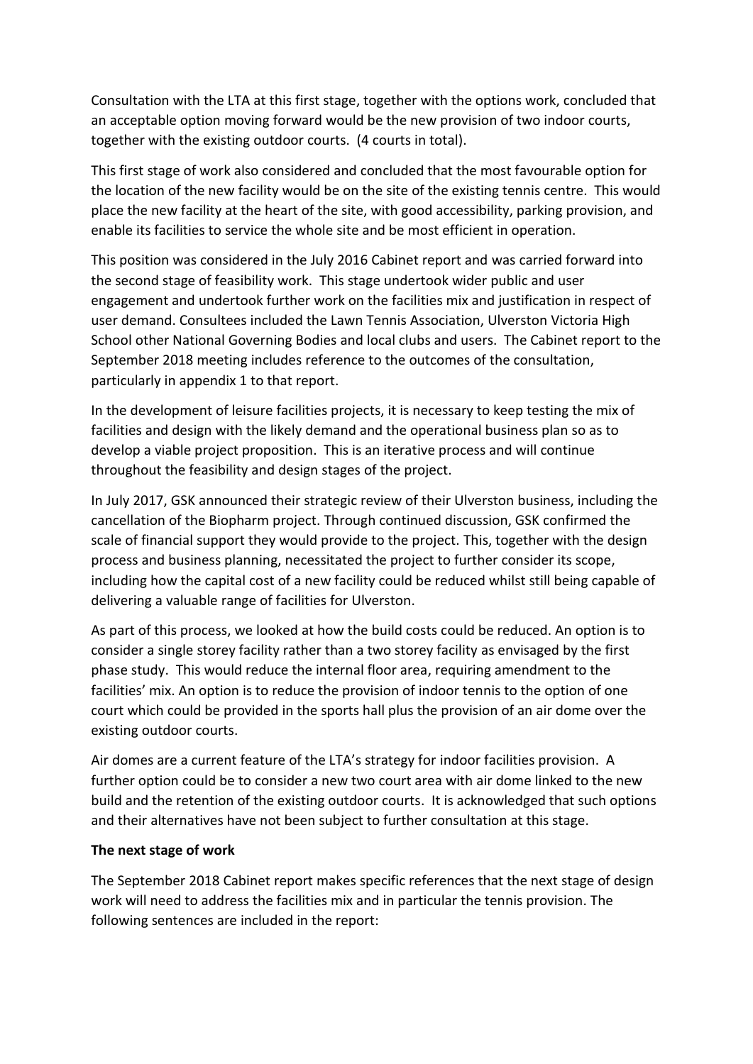Consultation with the LTA at this first stage, together with the options work, concluded that an acceptable option moving forward would be the new provision of two indoor courts, together with the existing outdoor courts. (4 courts in total).

This first stage of work also considered and concluded that the most favourable option for the location of the new facility would be on the site of the existing tennis centre. This would place the new facility at the heart of the site, with good accessibility, parking provision, and enable its facilities to service the whole site and be most efficient in operation.

This position was considered in the July 2016 Cabinet report and was carried forward into the second stage of feasibility work. This stage undertook wider public and user engagement and undertook further work on the facilities mix and justification in respect of user demand. Consultees included the Lawn Tennis Association, Ulverston Victoria High School other National Governing Bodies and local clubs and users. The Cabinet report to the September 2018 meeting includes reference to the outcomes of the consultation, particularly in appendix 1 to that report.

In the development of leisure facilities projects, it is necessary to keep testing the mix of facilities and design with the likely demand and the operational business plan so as to develop a viable project proposition. This is an iterative process and will continue throughout the feasibility and design stages of the project.

In July 2017, GSK announced their strategic review of their Ulverston business, including the cancellation of the Biopharm project. Through continued discussion, GSK confirmed the scale of financial support they would provide to the project. This, together with the design process and business planning, necessitated the project to further consider its scope, including how the capital cost of a new facility could be reduced whilst still being capable of delivering a valuable range of facilities for Ulverston.

As part of this process, we looked at how the build costs could be reduced. An option is to consider a single storey facility rather than a two storey facility as envisaged by the first phase study. This would reduce the internal floor area, requiring amendment to the facilities' mix. An option is to reduce the provision of indoor tennis to the option of one court which could be provided in the sports hall plus the provision of an air dome over the existing outdoor courts.

Air domes are a current feature of the LTA's strategy for indoor facilities provision. A further option could be to consider a new two court area with air dome linked to the new build and the retention of the existing outdoor courts. It is acknowledged that such options and their alternatives have not been subject to further consultation at this stage.

**The next stage of work**

The September 2018 Cabinet report makes specific references that the next stage of design work will need to address the facilities mix and in particular the tennis provision. The following sentences are included in the report: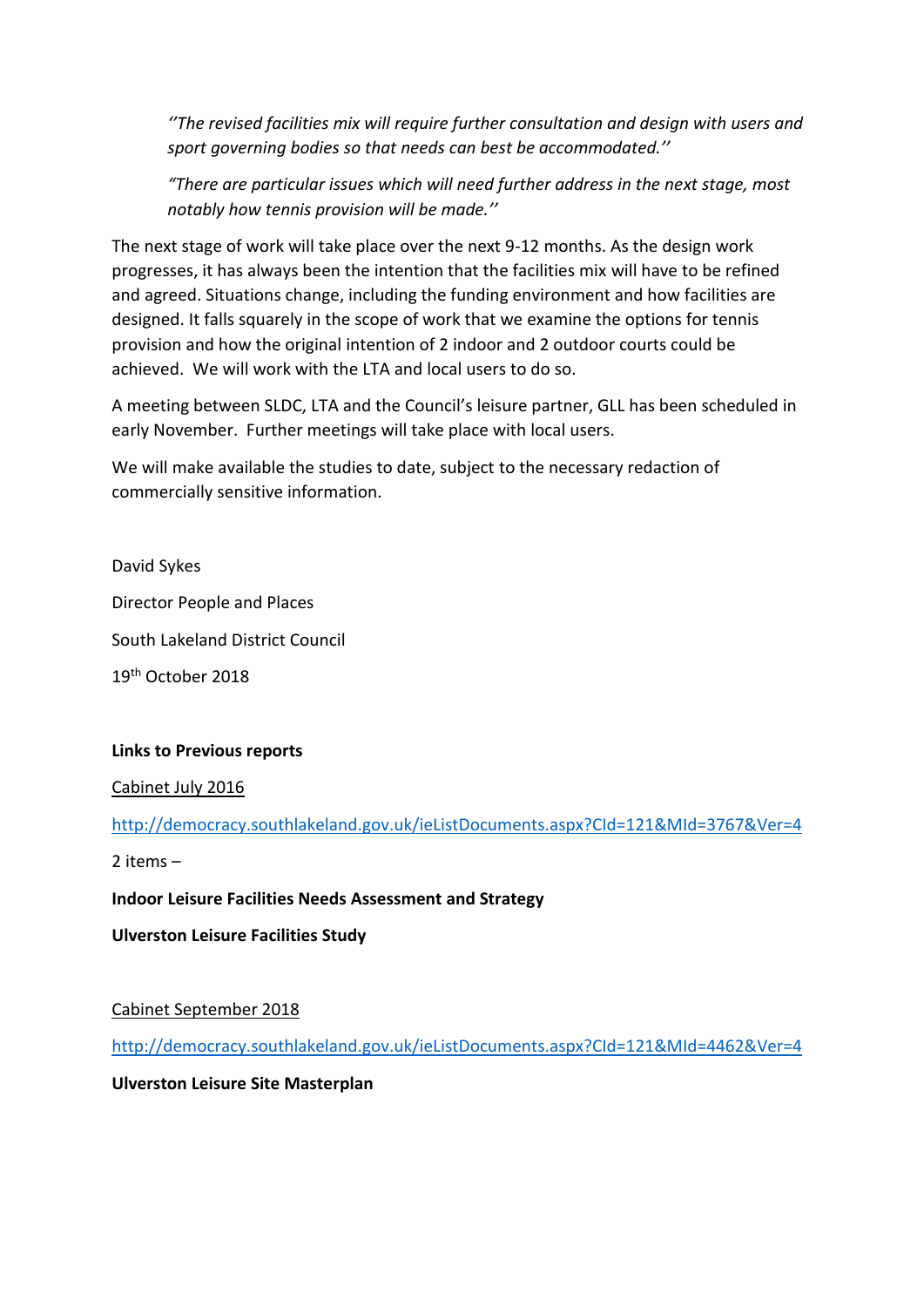> *''The revised facilities mix will require further consultation and design with users and sport governing bodies so that needs can best be accommodated.''*
>
> *"There are particular issues which will need further address in the next stage, most notably how tennis provision will be made.''*

The next stage of work will take place over the next 9-12 months. As the design work progresses, it has always been the intention that the facilities mix will have to be refined and agreed. Situations change, including the funding environment and how facilities are designed. It falls squarely in the scope of work that we examine the options for tennis provision and how the original intention of 2 indoor and 2 outdoor courts could be achieved. We will work with the LTA and local users to do so.

A meeting between SLDC, LTA and the Council's leisure partner, GLL has been scheduled in early November. Further meetings will take place with local users.

We will make available the studies to date, subject to the necessary redaction of commercially sensitive information.

David Sykes

Director People and Places

South Lakeland District Council

19th October 2018

**Links to Previous reports**

Cabinet July 2016

http://democracy.southlakeland.gov.uk/ieListDocuments.aspx?CId=121&MId=3767&Ver=4

2 items –

**Indoor Leisure Facilities Needs Assessment and Strategy**

**Ulverston Leisure Facilities Study**

Cabinet September 2018

http://democracy.southlakeland.gov.uk/ieListDocuments.aspx?CId=121&MId=4462&Ver=4

**Ulverston Leisure Site Masterplan**